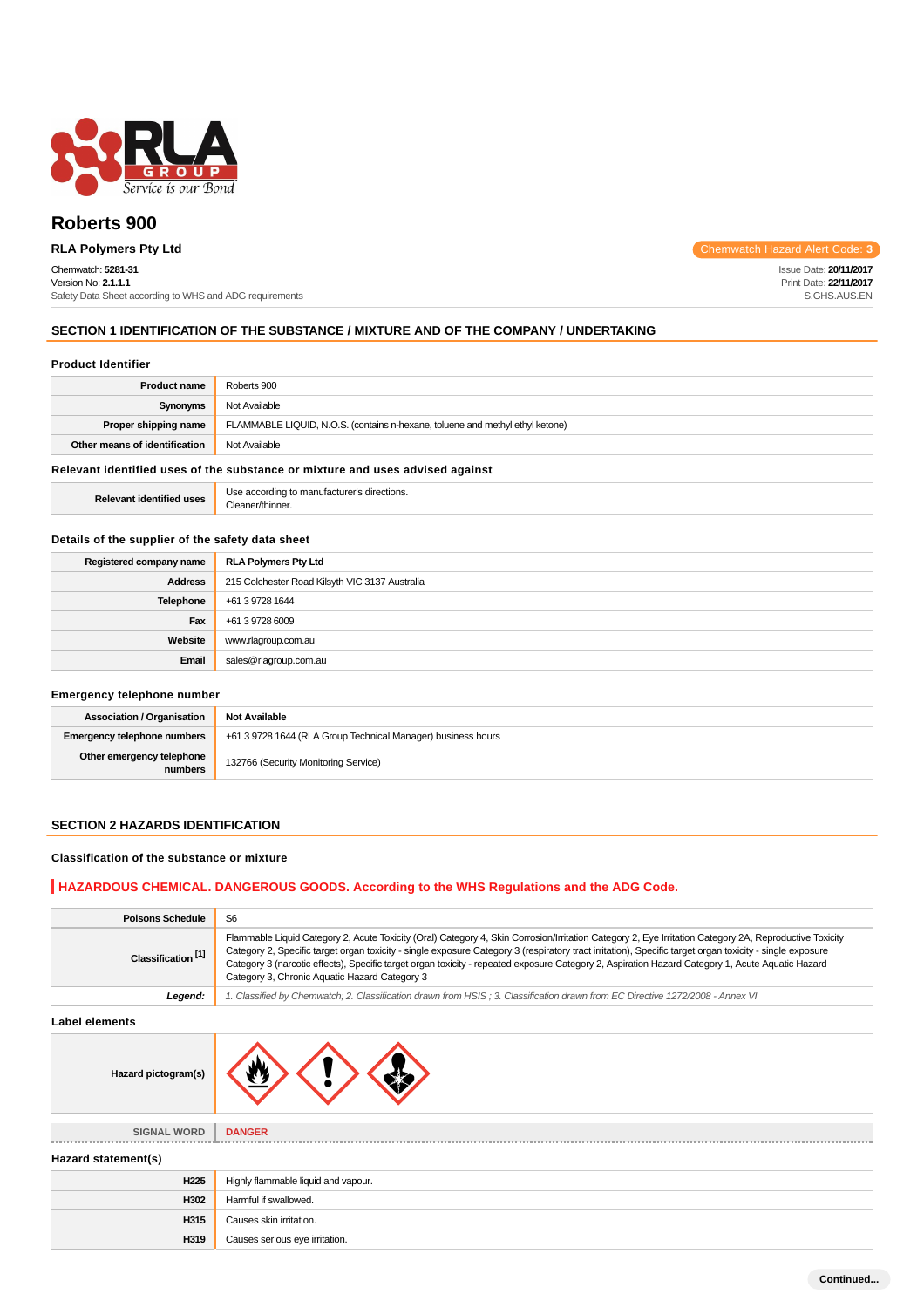# Roberts 900

**RLA Polymers Pty Ltd**

Chemwatch Hazard Alert Code: **3**

Chemwatch: **5281-31**
Version No: **2.1.1.1**
Safety Data Sheet according to WHS and ADG requirements

Issue Date: **20/11/2017**
Print Date: **22/11/2017**
S.GHS.AUS.EN

## SECTION 1 IDENTIFICATION OF THE SUBSTANCE / MIXTURE AND OF THE COMPANY / UNDERTAKING

### Product Identifier

| | |
|---|---|
| **Product name** | Roberts 900 |
| **Synonyms** | Not Available |
| **Proper shipping name** | FLAMMABLE LIQUID, N.O.S. (contains n-hexane, toluene and methyl ethyl ketone) |
| **Other means of identification** | Not Available |

### Relevant identified uses of the substance or mixture and uses advised against

| | |
|---|---|
| **Relevant identified uses** | Use according to manufacturer's directions.<br>Cleaner/thinner. |

### Details of the supplier of the safety data sheet

| | |
|---|---|
| **Registered company name** | **RLA Polymers Pty Ltd** |
| **Address** | 215 Colchester Road Kilsyth VIC 3137 Australia |
| **Telephone** | +61 3 9728 1644 |
| **Fax** | +61 3 9728 6009 |
| **Website** | www.rlagroup.com.au |
| **Email** | sales@rlagroup.com.au |

### Emergency telephone number

| | |
|---|---|
| **Association / Organisation** | **Not Available** |
| **Emergency telephone numbers** | +61 3 9728 1644 (RLA Group Technical Manager) business hours |
| **Other emergency telephone numbers** | 132766 (Security Monitoring Service) |

## SECTION 2 HAZARDS IDENTIFICATION

### Classification of the substance or mixture

**HAZARDOUS CHEMICAL. DANGEROUS GOODS. According to the WHS Regulations and the ADG Code.**

| | |
|---|---|
| **Poisons Schedule** | S6 |
| **Classification [1]** | Flammable Liquid Category 2, Acute Toxicity (Oral) Category 4, Skin Corrosion/Irritation Category 2, Eye Irritation Category 2A, Reproductive Toxicity Category 2, Specific target organ toxicity - single exposure Category 3 (respiratory tract irritation), Specific target organ toxicity - single exposure Category 3 (narcotic effects), Specific target organ toxicity - repeated exposure Category 2, Aspiration Hazard Category 1, Acute Aquatic Hazard Category 3, Chronic Aquatic Hazard Category 3 |
| ***Legend:*** | *1. Classified by Chemwatch; 2. Classification drawn from HSIS ; 3. Classification drawn from EC Directive 1272/2008 - Annex VI* |

### Label elements

| | |
|---|---|
| **Hazard pictogram(s)** | |
| **SIGNAL WORD** | **DANGER** |

### Hazard statement(s)

| | |
|---|---|
| **H225** | Highly flammable liquid and vapour. |
| **H302** | Harmful if swallowed. |
| **H315** | Causes skin irritation. |
| **H319** | Causes serious eye irritation. |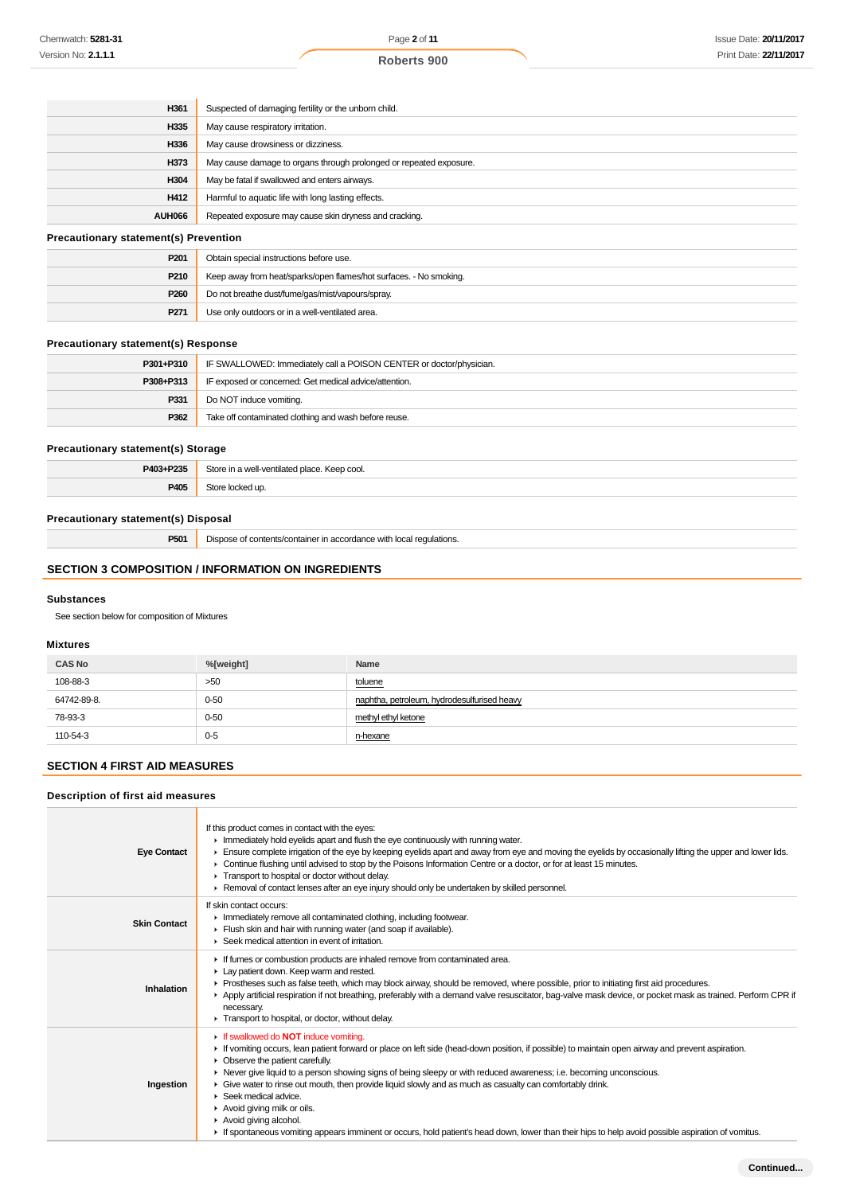| | |
|---|---|
| H361 | Suspected of damaging fertility or the unborn child. |
| H335 | May cause respiratory irritation. |
| H336 | May cause drowsiness or dizziness. |
| H373 | May cause damage to organs through prolonged or repeated exposure. |
| H304 | May be fatal if swallowed and enters airways. |
| H412 | Harmful to aquatic life with long lasting effects. |
| AUH066 | Repeated exposure may cause skin dryness and cracking. |

### Precautionary statement(s) Prevention

| | |
|---|---|
| P201 | Obtain special instructions before use. |
| P210 | Keep away from heat/sparks/open flames/hot surfaces. - No smoking. |
| P260 | Do not breathe dust/fume/gas/mist/vapours/spray. |
| P271 | Use only outdoors or in a well-ventilated area. |

### Precautionary statement(s) Response

| | |
|---|---|
| P301+P310 | IF SWALLOWED: Immediately call a POISON CENTER or doctor/physician. |
| P308+P313 | IF exposed or concerned: Get medical advice/attention. |
| P331 | Do NOT induce vomiting. |
| P362 | Take off contaminated clothing and wash before reuse. |

### Precautionary statement(s) Storage

| | |
|---|---|
| P403+P235 | Store in a well-ventilated place. Keep cool. |
| P405 | Store locked up. |

### Precautionary statement(s) Disposal

| | |
|---|---|
| P501 | Dispose of contents/container in accordance with local regulations. |

## SECTION 3 COMPOSITION / INFORMATION ON INGREDIENTS

### Substances

See section below for composition of Mixtures

### Mixtures

| CAS No | %[weight] | Name |
|---|---|---|
| 108-88-3 | >50 | toluene |
| 64742-89-8. | 0-50 | naphtha, petroleum, hydrodesulfurised heavy |
| 78-93-3 | 0-50 | methyl ethyl ketone |
| 110-54-3 | 0-5 | n-hexane |

## SECTION 4 FIRST AID MEASURES

### Description of first aid measures

| | |
|---|---|
| Eye Contact | If this product comes in contact with the eyes:<br>- Immediately hold eyelids apart and flush the eye continuously with running water.<br>- Ensure complete irrigation of the eye by keeping eyelids apart and away from eye and moving the eyelids by occasionally lifting the upper and lower lids.<br>- Continue flushing until advised to stop by the Poisons Information Centre or a doctor, or for at least 15 minutes.<br>- Transport to hospital or doctor without delay.<br>- Removal of contact lenses after an eye injury should only be undertaken by skilled personnel. |
| Skin Contact | If skin contact occurs:<br>- Immediately remove all contaminated clothing, including footwear.<br>- Flush skin and hair with running water (and soap if available).<br>- Seek medical attention in event of irritation. |
| Inhalation | - If fumes or combustion products are inhaled remove from contaminated area.<br>- Lay patient down. Keep warm and rested.<br>- Prostheses such as false teeth, which may block airway, should be removed, where possible, prior to initiating first aid procedures.<br>- Apply artificial respiration if not breathing, preferably with a demand valve resuscitator, bag-valve mask device, or pocket mask as trained. Perform CPR if necessary.<br>- Transport to hospital, or doctor, without delay. |
| Ingestion | - If swallowed do **NOT** induce vomiting.<br>- If vomiting occurs, lean patient forward or place on left side (head-down position, if possible) to maintain open airway and prevent aspiration.<br>- Observe the patient carefully.<br>- Never give liquid to a person showing signs of being sleepy or with reduced awareness; i.e. becoming unconscious.<br>- Give water to rinse out mouth, then provide liquid slowly and as much as casualty can comfortably drink.<br>- Seek medical advice.<br>- Avoid giving milk or oils.<br>- Avoid giving alcohol.<br>- If spontaneous vomiting appears imminent or occurs, hold patient's head down, lower than their hips to help avoid possible aspiration of vomitus. |

Continued...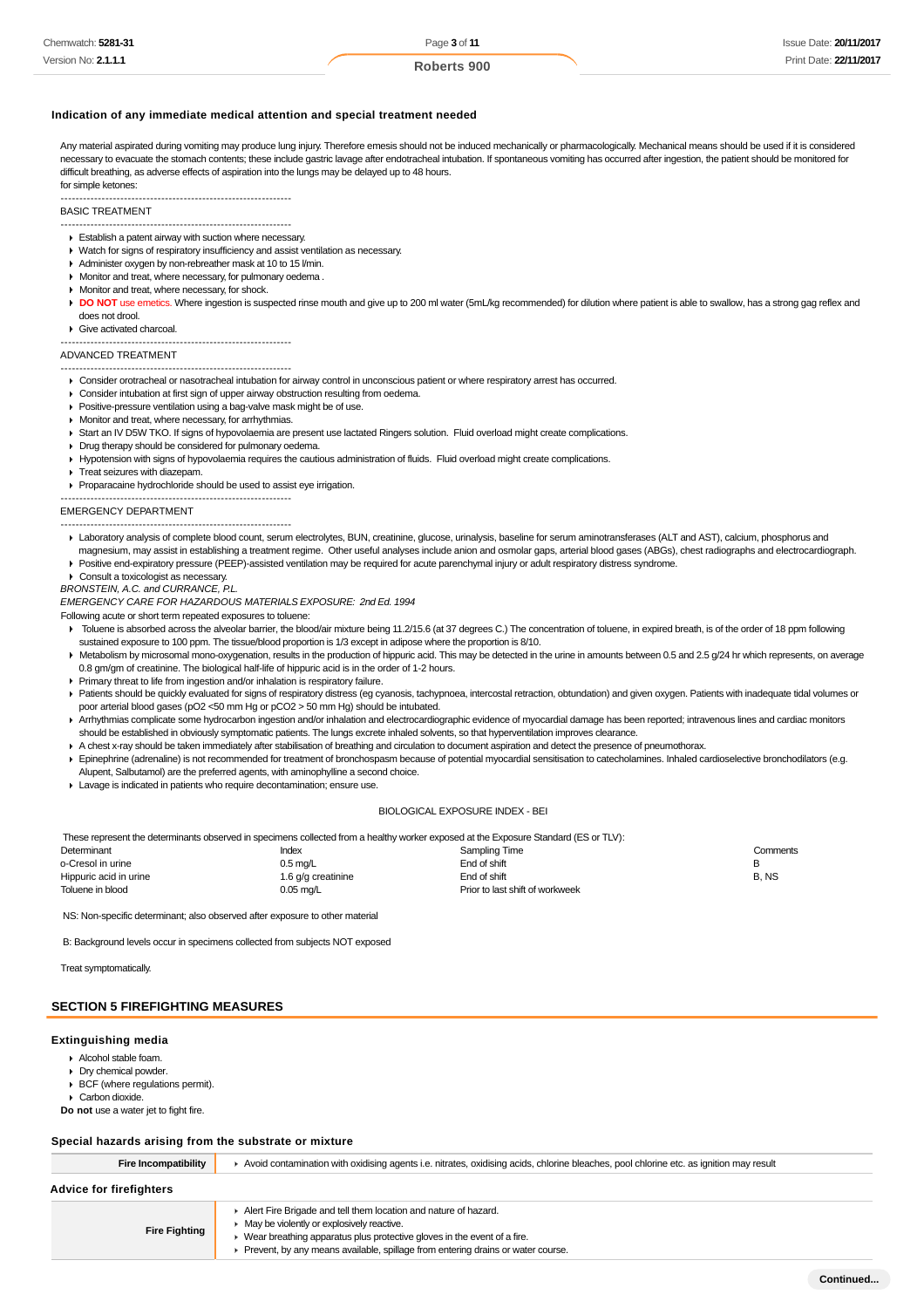### Indication of any immediate medical attention and special treatment needed

Any material aspirated during vomiting may produce lung injury. Therefore emesis should not be induced mechanically or pharmacologically. Mechanical means should be used if it is considered necessary to evacuate the stomach contents; these include gastric lavage after endotracheal intubation. If spontaneous vomiting has occurred after ingestion, the patient should be monitored for difficult breathing, as adverse effects of aspiration into the lungs may be delayed up to 48 hours.
for simple ketones:

--------------------------------------------------------------
BASIC TREATMENT
--------------------------------------------------------------

- Establish a patent airway with suction where necessary.
- Watch for signs of respiratory insufficiency and assist ventilation as necessary.
- Administer oxygen by non-rebreather mask at 10 to 15 l/min.
- Monitor and treat, where necessary, for pulmonary oedema .
- Monitor and treat, where necessary, for shock.
- **DO NOT** use emetics. Where ingestion is suspected rinse mouth and give up to 200 ml water (5mL/kg recommended) for dilution where patient is able to swallow, has a strong gag reflex and does not drool.
- Give activated charcoal.

--------------------------------------------------------------
ADVANCED TREATMENT
--------------------------------------------------------------

- Consider orotracheal or nasotracheal intubation for airway control in unconscious patient or where respiratory arrest has occurred.
- Consider intubation at first sign of upper airway obstruction resulting from oedema.
- Positive-pressure ventilation using a bag-valve mask might be of use.
- Monitor and treat, where necessary, for arrhythmias.
- Start an IV D5W TKO. If signs of hypovolaemia are present use lactated Ringers solution. Fluid overload might create complications.
- Drug therapy should be considered for pulmonary oedema.
- Hypotension with signs of hypovolaemia requires the cautious administration of fluids. Fluid overload might create complications.
- Treat seizures with diazepam.
- Proparacaine hydrochloride should be used to assist eye irrigation.

--------------------------------------------------------------
EMERGENCY DEPARTMENT
--------------------------------------------------------------

- Laboratory analysis of complete blood count, serum electrolytes, BUN, creatinine, glucose, urinalysis, baseline for serum aminotransferases (ALT and AST), calcium, phosphorus and magnesium, may assist in establishing a treatment regime. Other useful analyses include anion and osmolar gaps, arterial blood gases (ABGs), chest radiographs and electrocardiograph.
- Positive end-expiratory pressure (PEEP)-assisted ventilation may be required for acute parenchymal injury or adult respiratory distress syndrome.
- Consult a toxicologist as necessary.

*BRONSTEIN, A.C. and CURRANCE, P.L.*
*EMERGENCY CARE FOR HAZARDOUS MATERIALS EXPOSURE: 2nd Ed. 1994*

Following acute or short term repeated exposures to toluene:

- Toluene is absorbed across the alveolar barrier, the blood/air mixture being 11.2/15.6 (at 37 degrees C.) The concentration of toluene, in expired breath, is of the order of 18 ppm following sustained exposure to 100 ppm. The tissue/blood proportion is 1/3 except in adipose where the proportion is 8/10.
- Metabolism by microsomal mono-oxygenation, results in the production of hippuric acid. This may be detected in the urine in amounts between 0.5 and 2.5 g/24 hr which represents, on average 0.8 gm/gm of creatinine. The biological half-life of hippuric acid is in the order of 1-2 hours.
- Primary threat to life from ingestion and/or inhalation is respiratory failure.
- Patients should be quickly evaluated for signs of respiratory distress (eg cyanosis, tachypnoea, intercostal retraction, obtundation) and given oxygen. Patients with inadequate tidal volumes or poor arterial blood gases (pO2 <50 mm Hg or pCO2 > 50 mm Hg) should be intubated.
- Arrhythmias complicate some hydrocarbon ingestion and/or inhalation and electrocardiographic evidence of myocardial damage has been reported; intravenous lines and cardiac monitors should be established in obviously symptomatic patients. The lungs excrete inhaled solvents, so that hyperventilation improves clearance.
- A chest x-ray should be taken immediately after stabilisation of breathing and circulation to document aspiration and detect the presence of pneumothorax.
- Epinephrine (adrenaline) is not recommended for treatment of bronchospasm because of potential myocardial sensitisation to catecholamines. Inhaled cardioselective bronchodilators (e.g. Alupent, Salbutamol) are the preferred agents, with aminophylline a second choice.
- Lavage is indicated in patients who require decontamination; ensure use.

BIOLOGICAL EXPOSURE INDEX - BEI

These represent the determinants observed in specimens collected from a healthy worker exposed at the Exposure Standard (ES or TLV):

| Determinant | Index | Sampling Time | Comments |
|---|---|---|---|
| o-Cresol in urine | 0.5 mg/L | End of shift | B |
| Hippuric acid in urine | 1.6 g/g creatinine | End of shift | B, NS |
| Toluene in blood | 0.05 mg/L | Prior to last shift of workweek | |

NS: Non-specific determinant; also observed after exposure to other material

B: Background levels occur in specimens collected from subjects NOT exposed

Treat symptomatically.

## SECTION 5 FIREFIGHTING MEASURES

### Extinguishing media

- Alcohol stable foam.
- Dry chemical powder.
- BCF (where regulations permit).
- Carbon dioxide.

**Do not** use a water jet to fight fire.

### Special hazards arising from the substrate or mixture

| | |
|---|---|
| **Fire Incompatibility** | Avoid contamination with oxidising agents i.e. nitrates, oxidising acids, chlorine bleaches, pool chlorine etc. as ignition may result |

### Advice for firefighters

| | |
|---|---|
| **Fire Fighting** | Alert Fire Brigade and tell them location and nature of hazard.<br>May be violently or explosively reactive.<br>Wear breathing apparatus plus protective gloves in the event of a fire.<br>Prevent, by any means available, spillage from entering drains or water course. |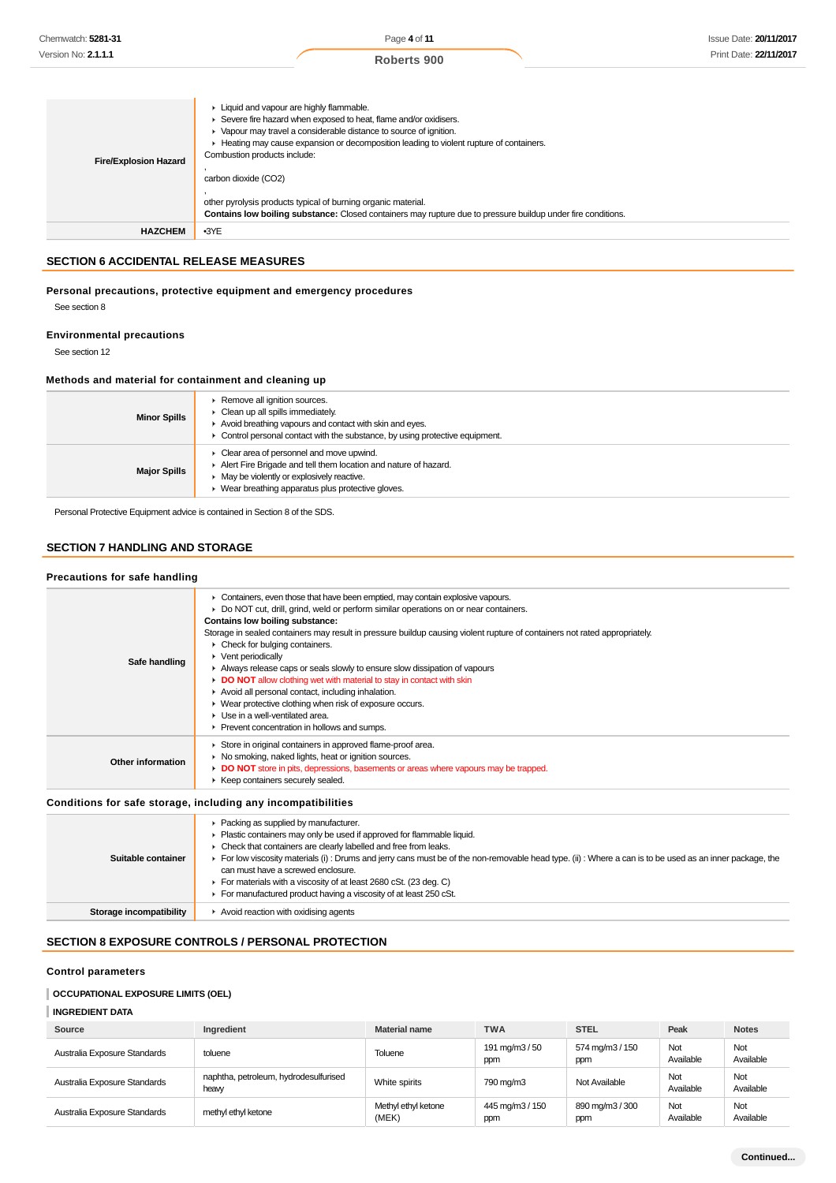| | |
|---|---|
| **Fire/Explosion Hazard** | ▸ Liquid and vapour are highly flammable.<br>▸ Severe fire hazard when exposed to heat, flame and/or oxidisers.<br>▸ Vapour may travel a considerable distance to source of ignition.<br>▸ Heating may cause expansion or decomposition leading to violent rupture of containers.<br>Combustion products include:<br>,<br>carbon dioxide ($CO_2$)<br>,<br>other pyrolysis products typical of burning organic material.<br>**Contains low boiling substance:** Closed containers may rupture due to pressure buildup under fire conditions. |
| **HAZCHEM** | •3YE |

## SECTION 6 ACCIDENTAL RELEASE MEASURES

### Personal precautions, protective equipment and emergency procedures

See section 8

### Environmental precautions

See section 12

### Methods and material for containment and cleaning up

| | |
|---|---|
| **Minor Spills** | ▸ Remove all ignition sources.<br>▸ Clean up all spills immediately.<br>▸ Avoid breathing vapours and contact with skin and eyes.<br>▸ Control personal contact with the substance, by using protective equipment. |
| **Major Spills** | ▸ Clear area of personnel and move upwind.<br>▸ Alert Fire Brigade and tell them location and nature of hazard.<br>▸ May be violently or explosively reactive.<br>▸ Wear breathing apparatus plus protective gloves. |

Personal Protective Equipment advice is contained in Section 8 of the SDS.

## SECTION 7 HANDLING AND STORAGE

### Precautions for safe handling

| | |
|---|---|
| **Safe handling** | ▸ Containers, even those that have been emptied, may contain explosive vapours.<br>▸ Do NOT cut, drill, grind, weld or perform similar operations on or near containers.<br>**Contains low boiling substance:**<br>Storage in sealed containers may result in pressure buildup causing violent rupture of containers not rated appropriately.<br>▸ Check for bulging containers.<br>▸ Vent periodically<br>▸ Always release caps or seals slowly to ensure slow dissipation of vapours<br>▸ **DO NOT** allow clothing wet with material to stay in contact with skin<br>▸ Avoid all personal contact, including inhalation.<br>▸ Wear protective clothing when risk of exposure occurs.<br>▸ Use in a well-ventilated area.<br>▸ Prevent concentration in hollows and sumps. |
| **Other information** | ▸ Store in original containers in approved flame-proof area.<br>▸ No smoking, naked lights, heat or ignition sources.<br>▸ **DO NOT** store in pits, depressions, basements or areas where vapours may be trapped.<br>▸ Keep containers securely sealed. |

### Conditions for safe storage, including any incompatibilities

| | |
|---|---|
| **Suitable container** | ▸ Packing as supplied by manufacturer.<br>▸ Plastic containers may only be used if approved for flammable liquid.<br>▸ Check that containers are clearly labelled and free from leaks.<br>▸ For low viscosity materials (i) : Drums and jerry cans must be of the non-removable head type. (ii) : Where a can is to be used as an inner package, the can must have a screwed enclosure.<br>▸ For materials with a viscosity of at least 2680 cSt. (23 deg. C)<br>▸ For manufactured product having a viscosity of at least 250 cSt. |
| **Storage incompatibility** | ▸ Avoid reaction with oxidising agents |

## SECTION 8 EXPOSURE CONTROLS / PERSONAL PROTECTION

### Control parameters

**OCCUPATIONAL EXPOSURE LIMITS (OEL)**

**INGREDIENT DATA**

| Source | Ingredient | Material name | TWA | STEL | Peak | Notes |
|---|---|---|---|---|---|---|
| Australia Exposure Standards | toluene | Toluene | 191 mg/m3 / 50 ppm | 574 mg/m3 / 150 ppm | Not Available | Not Available |
| Australia Exposure Standards | naphtha, petroleum, hydrodesulfurised heavy | White spirits | 790 mg/m3 | Not Available | Not Available | Not Available |
| Australia Exposure Standards | methyl ethyl ketone | Methyl ethyl ketone (MEK) | 445 mg/m3 / 150 ppm | 890 mg/m3 / 300 ppm | Not Available | Not Available |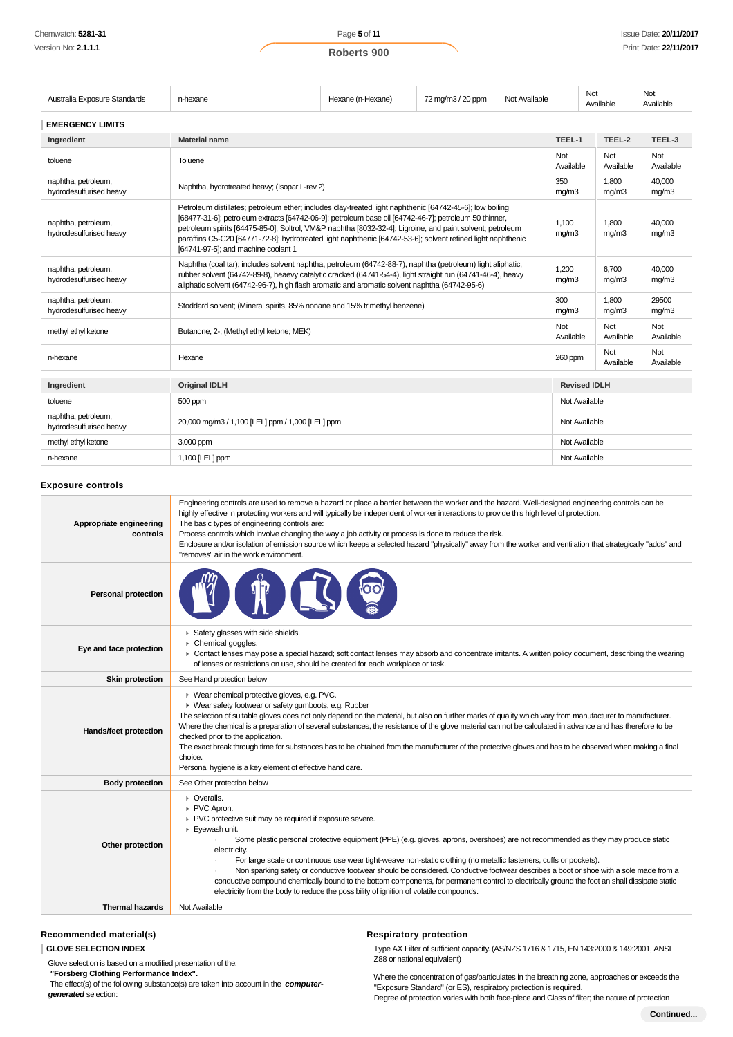| Australia Exposure Standards | n-hexane | Hexane (n-Hexane) | 72 mg/m3 / 20 ppm | Not Available | Not Available | Not Available |
|---|---|---|---|---|---|---|

### EMERGENCY LIMITS

| Ingredient | Material name | TEEL-1 | TEEL-2 | TEEL-3 |
|---|---|---|---|---|
| toluene | Toluene | Not Available | Not Available | Not Available |
| naphtha, petroleum, hydrodesulfurised heavy | Naphtha, hydrotreated heavy; (Isopar L-rev 2) | 350 mg/m3 | 1,800 mg/m3 | 40,000 mg/m3 |
| naphtha, petroleum, hydrodesulfurised heavy | Petroleum distillates; petroleum ether; includes clay-treated light naphthenic [64742-45-6]; low boiling [68477-31-6]; petroleum extracts [64742-06-9]; petroleum base oil [64742-46-7]; petroleum 50 thinner, petroleum spirits [64475-85-0], Soltrol, VM&P naphtha [8032-32-4]; Ligroine, and paint solvent; petroleum paraffins C5-C20 [64771-72-8]; hydrotreated light naphthenic [64742-53-6]; solvent refined light naphthenic [64741-97-5]; and machine coolant 1 | 1,100 mg/m3 | 1,800 mg/m3 | 40,000 mg/m3 |
| naphtha, petroleum, hydrodesulfurised heavy | Naphtha (coal tar); includes solvent naphtha, petroleum (64742-88-7), naphtha (petroleum) light aliphatic, rubber solvent (64742-89-8), heaevy catalytic cracked (64741-54-4), light straight run (64741-46-4), heavy aliphatic solvent (64742-96-7), high flash aromatic and aromatic solvent naphtha (64742-95-6) | 1,200 mg/m3 | 6,700 mg/m3 | 40,000 mg/m3 |
| naphtha, petroleum, hydrodesulfurised heavy | Stoddard solvent; (Mineral spirits, 85% nonane and 15% trimethyl benzene) | 300 mg/m3 | 1,800 mg/m3 | 29500 mg/m3 |
| methyl ethyl ketone | Butanone, 2-; (Methyl ethyl ketone; MEK) | Not Available | Not Available | Not Available |
| n-hexane | Hexane | 260 ppm | Not Available | Not Available |

| Ingredient | Original IDLH | Revised IDLH |
|---|---|---|
| toluene | 500 ppm | Not Available |
| naphtha, petroleum, hydrodesulfurised heavy | 20,000 mg/m3 / 1,100 [LEL] ppm / 1,000 [LEL] ppm | Not Available |
| methyl ethyl ketone | 3,000 ppm | Not Available |
| n-hexane | 1,100 [LEL] ppm | Not Available |

## Exposure controls

| | |
|---|---|
| **Appropriate engineering controls** | Engineering controls are used to remove a hazard or place a barrier between the worker and the hazard. Well-designed engineering controls can be highly effective in protecting workers and will typically be independent of worker interactions to provide this high level of protection.<br>The basic types of engineering controls are:<br>Process controls which involve changing the way a job activity or process is done to reduce the risk.<br>Enclosure and/or isolation of emission source which keeps a selected hazard "physically" away from the worker and ventilation that strategically "adds" and "removes" air in the work environment. |
| **Personal protection** | |
| **Eye and face protection** | ▸ Safety glasses with side shields.<br>▸ Chemical goggles.<br>▸ Contact lenses may pose a special hazard; soft contact lenses may absorb and concentrate irritants. A written policy document, describing the wearing of lenses or restrictions on use, should be created for each workplace or task. |
| **Skin protection** | See Hand protection below |
| **Hands/feet protection** | ▸ Wear chemical protective gloves, e.g. PVC.<br>▸ Wear safety footwear or safety gumboots, e.g. Rubber<br>The selection of suitable gloves does not only depend on the material, but also on further marks of quality which vary from manufacturer to manufacturer. Where the chemical is a preparation of several substances, the resistance of the glove material can not be calculated in advance and has therefore to be checked prior to the application.<br>The exact break through time for substances has to be obtained from the manufacturer of the protective gloves and has to be observed when making a final choice.<br>Personal hygiene is a key element of effective hand care. |
| **Body protection** | See Other protection below |
| **Other protection** | ▸ Overalls.<br>▸ PVC Apron.<br>▸ PVC protective suit may be required if exposure severe.<br>▸ Eyewash unit.<br>· Some plastic personal protective equipment (PPE) (e.g. gloves, aprons, overshoes) are not recommended as they may produce static electricity.<br>· For large scale or continuous use wear tight-weave non-static clothing (no metallic fasteners, cuffs or pockets).<br>· Non sparking safety or conductive footwear should be considered. Conductive footwear describes a boot or shoe with a sole made from a conductive compound chemically bound to the bottom components, for permanent control to electrically ground the foot an shall dissipate static electricity from the body to reduce the possibility of ignition of volatile compounds. |
| **Thermal hazards** | Not Available |

## Recommended material(s)

### GLOVE SELECTION INDEX

Glove selection is based on a modified presentation of the:
**"Forsberg Clothing Performance Index".**
The effect(s) of the following substance(s) are taken into account in the ***computer-generated*** selection:

## Respiratory protection

Type AX Filter of sufficient capacity. (AS/NZS 1716 & 1715, EN 143:2000 & 149:2001, ANSI Z88 or national equivalent)

Where the concentration of gas/particulates in the breathing zone, approaches or exceeds the "Exposure Standard" (or ES), respiratory protection is required.
Degree of protection varies with both face-piece and Class of filter; the nature of protection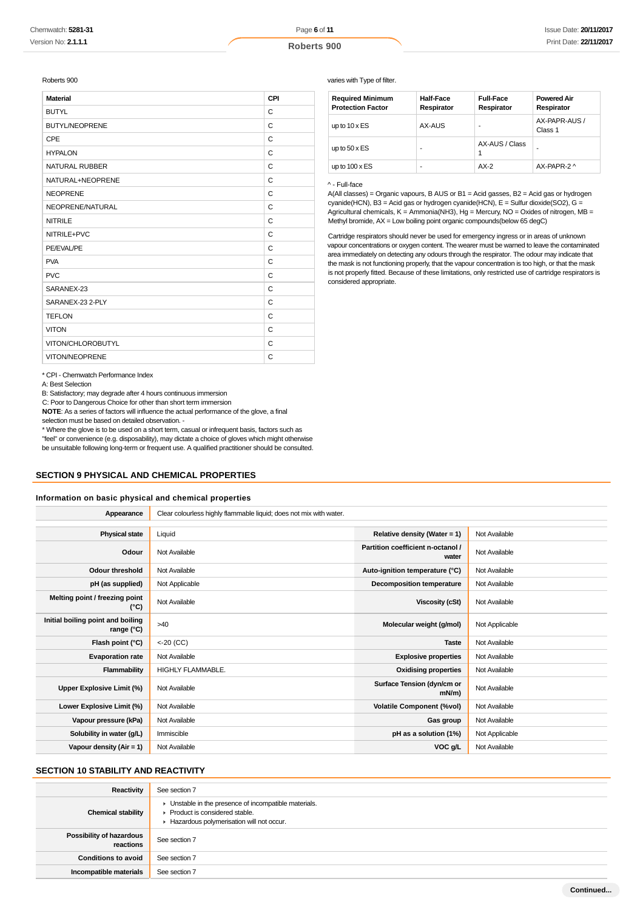Roberts 900

| Material | CPI |
|---|---|
| BUTYL | C |
| BUTYL/NEOPRENE | C |
| CPE | C |
| HYPALON | C |
| NATURAL RUBBER | C |
| NATURAL+NEOPRENE | C |
| NEOPRENE | C |
| NEOPRENE/NATURAL | C |
| NITRILE | C |
| NITRILE+PVC | C |
| PE/EVAL/PE | C |
| PVA | C |
| PVC | C |
| SARANEX-23 | C |
| SARANEX-23 2-PLY | C |
| TEFLON | C |
| VITON | C |
| VITON/CHLOROBUTYL | C |
| VITON/NEOPRENE | C |

* CPI - Chemwatch Performance Index
A: Best Selection
B: Satisfactory; may degrade after 4 hours continuous immersion
C: Poor to Dangerous Choice for other than short term immersion
**NOTE**: As a series of factors will influence the actual performance of the glove, a final selection must be based on detailed observation. -
* Where the glove is to be used on a short term, casual or infrequent basis, factors such as "feel" or convenience (e.g. disposability), may dictate a choice of gloves which might otherwise be unsuitable following long-term or frequent use. A qualified practitioner should be consulted.

varies with Type of filter.

| Required Minimum Protection Factor | Half-Face Respirator | Full-Face Respirator | Powered Air Respirator |
|---|---|---|---|
| up to 10 x ES | AX-AUS | - | AX-PAPR-AUS / Class 1 |
| up to 50 x ES | - | AX-AUS / Class 1 | - |
| up to 100 x ES | - | AX-2 | AX-PAPR-2 ^ |

^ - Full-face
A(All classes) = Organic vapours, B AUS or B1 = Acid gasses, B2 = Acid gas or hydrogen cyanide(HCN), B3 = Acid gas or hydrogen cyanide(HCN), E = Sulfur dioxide(SO2), G = Agricultural chemicals, K = Ammonia(NH3), Hg = Mercury, NO = Oxides of nitrogen, MB = Methyl bromide, AX = Low boiling point organic compounds(below 65 degC)

Cartridge respirators should never be used for emergency ingress or in areas of unknown vapour concentrations or oxygen content. The wearer must be warned to leave the contaminated area immediately on detecting any odours through the respirator. The odour may indicate that the mask is not functioning properly, that the vapour concentration is too high, or that the mask is not properly fitted. Because of these limitations, only restricted use of cartridge respirators is considered appropriate.

## SECTION 9 PHYSICAL AND CHEMICAL PROPERTIES

### Information on basic physical and chemical properties

| Appearance | Clear colourless highly flammable liquid; does not mix with water. | | |
|---|---|---|---|
| Physical state | Liquid | Relative density (Water = 1) | Not Available |
| Odour | Not Available | Partition coefficient n-octanol / water | Not Available |
| Odour threshold | Not Available | Auto-ignition temperature (°C) | Not Available |
| pH (as supplied) | Not Applicable | Decomposition temperature | Not Available |
| Melting point / freezing point (°C) | Not Available | Viscosity (cSt) | Not Available |
| Initial boiling point and boiling range (°C) | >40 | Molecular weight (g/mol) | Not Applicable |
| Flash point (°C) | <-20 (CC) | Taste | Not Available |
| Evaporation rate | Not Available | Explosive properties | Not Available |
| Flammability | HIGHLY FLAMMABLE. | Oxidising properties | Not Available |
| Upper Explosive Limit (%) | Not Available | Surface Tension (dyn/cm or mN/m) | Not Available |
| Lower Explosive Limit (%) | Not Available | Volatile Component (%vol) | Not Available |
| Vapour pressure (kPa) | Not Available | Gas group | Not Available |
| Solubility in water (g/L) | Immiscible | pH as a solution (1%) | Not Applicable |
| Vapour density (Air = 1) | Not Available | VOC g/L | Not Available |

## SECTION 10 STABILITY AND REACTIVITY

| Reactivity | See section 7 |
|---|---|
| Chemical stability | ▸ Unstable in the presence of incompatible materials.<br>▸ Product is considered stable.<br>▸ Hazardous polymerisation will not occur. |
| Possibility of hazardous reactions | See section 7 |
| Conditions to avoid | See section 7 |
| Incompatible materials | See section 7 |

**Continued...**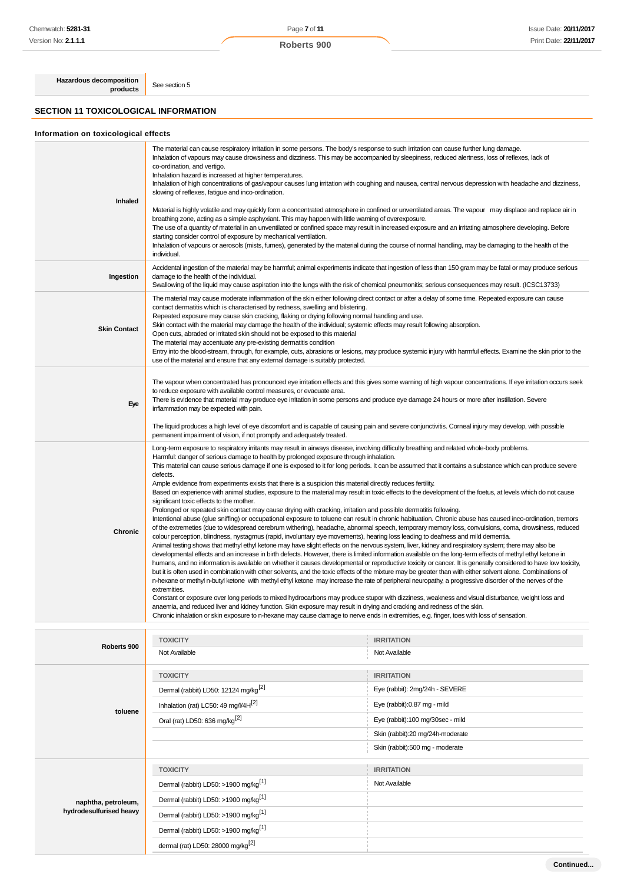| | |
|---|---|
| **Hazardous decomposition products** | See section 5 |

## SECTION 11 TOXICOLOGICAL INFORMATION

### Information on toxicological effects

| | |
|---|---|
| **Inhaled** | The material can cause respiratory irritation in some persons. The body's response to such irritation can cause further lung damage. Inhalation of vapours may cause drowsiness and dizziness. This may be accompanied by sleepiness, reduced alertness, loss of reflexes, lack of co-ordination, and vertigo. Inhalation hazard is increased at higher temperatures. Inhalation of high concentrations of gas/vapour causes lung irritation with coughing and nausea, central nervous depression with headache and dizziness, slowing of reflexes, fatigue and inco-ordination. Material is highly volatile and may quickly form a concentrated atmosphere in confined or unventilated areas. The vapour may displace and replace air in breathing zone, acting as a simple asphyxiant. This may happen with little warning of overexposure. The use of a quantity of material in an unventilated or confined space may result in increased exposure and an irritating atmosphere developing. Before starting consider control of exposure by mechanical ventilation. Inhalation of vapours or aerosols (mists, fumes), generated by the material during the course of normal handling, may be damaging to the health of the individual. |
| **Ingestion** | Accidental ingestion of the material may be harmful; animal experiments indicate that ingestion of less than 150 gram may be fatal or may produce serious damage to the health of the individual. Swallowing of the liquid may cause aspiration into the lungs with the risk of chemical pneumonitis; serious consequences may result. (ICSC13733) |
| **Skin Contact** | The material may cause moderate inflammation of the skin either following direct contact or after a delay of some time. Repeated exposure can cause contact dermatitis which is characterised by redness, swelling and blistering. Repeated exposure may cause skin cracking, flaking or drying following normal handling and use. Skin contact with the material may damage the health of the individual; systemic effects may result following absorption. Open cuts, abraded or irritated skin should not be exposed to this material The material may accentuate any pre-existing dermatitis condition Entry into the blood-stream, through, for example, cuts, abrasions or lesions, may produce systemic injury with harmful effects. Examine the skin prior to the use of the material and ensure that any external damage is suitably protected. |
| **Eye** | The vapour when concentrated has pronounced eye irritation effects and this gives some warning of high vapour concentrations. If eye irritation occurs seek to reduce exposure with available control measures, or evacuate area. There is evidence that material may produce eye irritation in some persons and produce eye damage 24 hours or more after instillation. Severe inflammation may be expected with pain. The liquid produces a high level of eye discomfort and is capable of causing pain and severe conjunctivitis. Corneal injury may develop, with possible permanent impairment of vision, if not promptly and adequately treated. |
| **Chronic** | Long-term exposure to respiratory irritants may result in airways disease, involving difficulty breathing and related whole-body problems. Harmful: danger of serious damage to health by prolonged exposure through inhalation. This material can cause serious damage if one is exposed to it for long periods. It can be assumed that it contains a substance which can produce severe defects. Ample evidence from experiments exists that there is a suspicion this material directly reduces fertility. Based on experience with animal studies, exposure to the material may result in toxic effects to the development of the foetus, at levels which do not cause significant toxic effects to the mother. Prolonged or repeated skin contact may cause drying with cracking, irritation and possible dermatitis following. Intentional abuse (glue sniffing) or occupational exposure to toluene can result in chronic habituation. Chronic abuse has caused inco-ordination, tremors of the extremeties (due to widespread cerebrum withering), headache, abnormal speech, temporary memory loss, convulsions, coma, drowsiness, reduced colour perception, blindness, nystagmus (rapid, involuntary eye movements), hearing loss leading to deafness and mild dementia. Animal testing shows that methyl ethyl ketone may have slight effects on the nervous system, liver, kidney and respiratory system; there may also be developmental effects and an increase in birth defects. However, there is limited information available on the long-term effects of methyl ethyl ketone in humans, and no information is available on whether it causes developmental or reproductive toxicity or cancer. It is generally considered to have low toxicity, but it is often used in combination with other solvents, and the toxic effects of the mixture may be greater than with either solvent alone. Combinations of n-hexane or methyl n-butyl ketone with methyl ethyl ketone may increase the rate of peripheral neuropathy, a progressive disorder of the nerves of the extremities. Constant or exposure over long periods to mixed hydrocarbons may produce stupor with dizziness, weakness and visual disturbance, weight loss and anaemia, and reduced liver and kidney function. Skin exposure may result in drying and cracking and redness of the skin. Chronic inhalation or skin exposure to n-hexane may cause damage to nerve ends in extremities, e.g. finger, toes with loss of sensation. |

| | TOXICITY | IRRITATION |
|---|---|---|
| **Roberts 900** | Not Available | Not Available |
| **toluene** | Dermal (rabbit) LD50: 12124 mg/kg[2] | Eye (rabbit): 2mg/24h - SEVERE |
| | Inhalation (rat) LC50: 49 mg/l/4H[2] | Eye (rabbit):0.87 mg - mild |
| | Oral (rat) LD50: 636 mg/kg[2] | Eye (rabbit):100 mg/30sec - mild |
| | | Skin (rabbit):20 mg/24h-moderate |
| | | Skin (rabbit):500 mg - moderate |
| **naphtha, petroleum, hydrodesulfurised heavy** | Dermal (rabbit) LD50: >1900 mg/kg[1] | Not Available |
| | Dermal (rabbit) LD50: >1900 mg/kg[1] | |
| | Dermal (rabbit) LD50: >1900 mg/kg[1] | |
| | Dermal (rabbit) LD50: >1900 mg/kg[1] | |
| | dermal (rat) LD50: 28000 mg/kg[2] | |

**Continued...**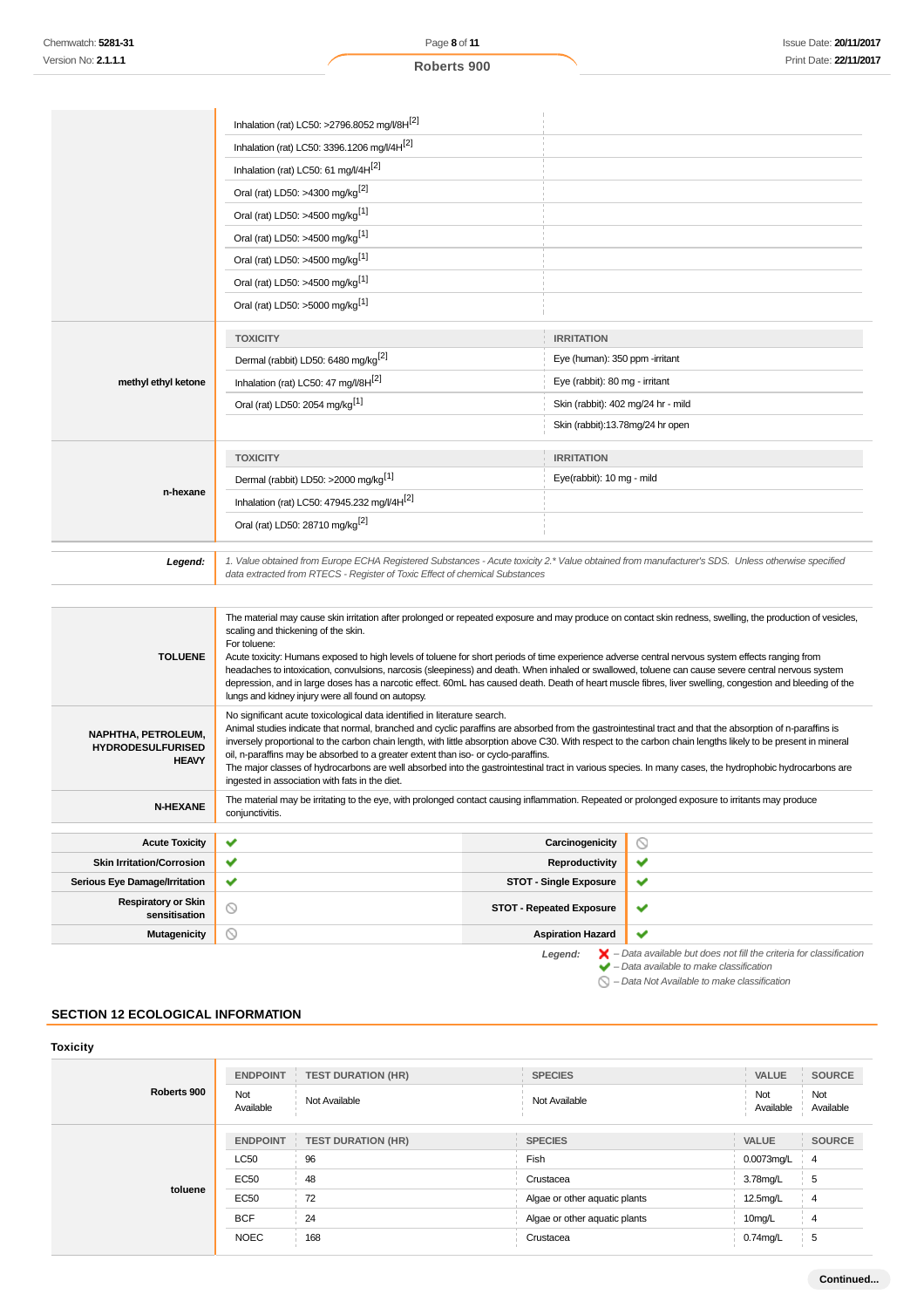| | | |
|---|---|---|
| | Inhalation (rat) LC50: >2796.8052 mg/l/8H[2] | |
| | Inhalation (rat) LC50: 3396.1206 mg/l/4H[2] | |
| | Inhalation (rat) LC50: 61 mg/l/4H[2] | |
| | Oral (rat) LD50: >4300 mg/kg[2] | |
| | Oral (rat) LD50: >4500 mg/kg[1] | |
| | Oral (rat) LD50: >4500 mg/kg[1] | |
| | Oral (rat) LD50: >4500 mg/kg[1] | |
| | Oral (rat) LD50: >4500 mg/kg[1] | |
| | Oral (rat) LD50: >5000 mg/kg[1] | |

| | TOXICITY | IRRITATION |
|---|---|---|
| **methyl ethyl ketone** | Dermal (rabbit) LD50: 6480 mg/kg[2] | Eye (human): 350 ppm -irritant |
| | Inhalation (rat) LC50: 47 mg/l/8H[2] | Eye (rabbit): 80 mg - irritant |
| | Oral (rat) LD50: 2054 mg/kg[1] | Skin (rabbit): 402 mg/24 hr - mild |
| | | Skin (rabbit):13.78mg/24 hr open |

| | TOXICITY | IRRITATION |
|---|---|---|
| **n-hexane** | Dermal (rabbit) LD50: >2000 mg/kg[1] | Eye(rabbit): 10 mg - mild |
| | Inhalation (rat) LC50: 47945.232 mg/l/4H[2] | |
| | Oral (rat) LD50: 28710 mg/kg[2] | |

***Legend:*** *1. Value obtained from Europe ECHA Registered Substances - Acute toxicity 2.\* Value obtained from manufacturer's SDS. Unless otherwise specified data extracted from RTECS - Register of Toxic Effect of chemical Substances*

| | |
|---|---|
| **TOLUENE** | The material may cause skin irritation after prolonged or repeated exposure and may produce on contact skin redness, swelling, the production of vesicles, scaling and thickening of the skin.<br>For toluene:<br>Acute toxicity: Humans exposed to high levels of toluene for short periods of time experience adverse central nervous system effects ranging from headaches to intoxication, convulsions, narcosis (sleepiness) and death. When inhaled or swallowed, toluene can cause severe central nervous system depression, and in large doses has a narcotic effect. 60mL has caused death. Death of heart muscle fibres, liver swelling, congestion and bleeding of the lungs and kidney injury were all found on autopsy. |
| **NAPHTHA, PETROLEUM, HYDRODESULFURISED HEAVY** | No significant acute toxicological data identified in literature search.<br>Animal studies indicate that normal, branched and cyclic paraffins are absorbed from the gastrointestinal tract and that the absorption of n-paraffins is inversely proportional to the carbon chain length, with little absorption above C30. With respect to the carbon chain lengths likely to be present in mineral oil, n-paraffins may be absorbed to a greater extent than iso- or cyclo-paraffins.<br>The major classes of hydrocarbons are well absorbed into the gastrointestinal tract in various species. In many cases, the hydrophobic hydrocarbons are ingested in association with fats in the diet. |
| **N-HEXANE** | The material may be irritating to the eye, with prolonged contact causing inflammation. Repeated or prolonged exposure to irritants may produce conjunctivitis. |

| | | | |
|---|---|---|---|
| **Acute Toxicity** | ✔ | **Carcinogenicity** | ⃠ |
| **Skin Irritation/Corrosion** | ✔ | **Reproductivity** | ✔ |
| **Serious Eye Damage/Irritation** | ✔ | **STOT - Single Exposure** | ✔ |
| **Respiratory or Skin sensitisation** | ⃠ | **STOT - Repeated Exposure** | ✔ |
| **Mutagenicity** | ⃠ | **Aspiration Hazard** | ✔ |

***Legend:***
- ✘ *– Data available but does not fill the criteria for classification*
- ✔ *– Data available to make classification*
- ⃠ *– Data Not Available to make classification*

## SECTION 12 ECOLOGICAL INFORMATION

### Toxicity

| | ENDPOINT | TEST DURATION (HR) | SPECIES | VALUE | SOURCE |
|---|---|---|---|---|---|
| **Roberts 900** | Not Available | Not Available | Not Available | Not Available | Not Available |

| | ENDPOINT | TEST DURATION (HR) | SPECIES | VALUE | SOURCE |
|---|---|---|---|---|---|
| **toluene** | LC50 | 96 | Fish | 0.0073mg/L | 4 |
| | EC50 | 48 | Crustacea | 3.78mg/L | 5 |
| | EC50 | 72 | Algae or other aquatic plants | 12.5mg/L | 4 |
| | BCF | 24 | Algae or other aquatic plants | 10mg/L | 4 |
| | NOEC | 168 | Crustacea | 0.74mg/L | 5 |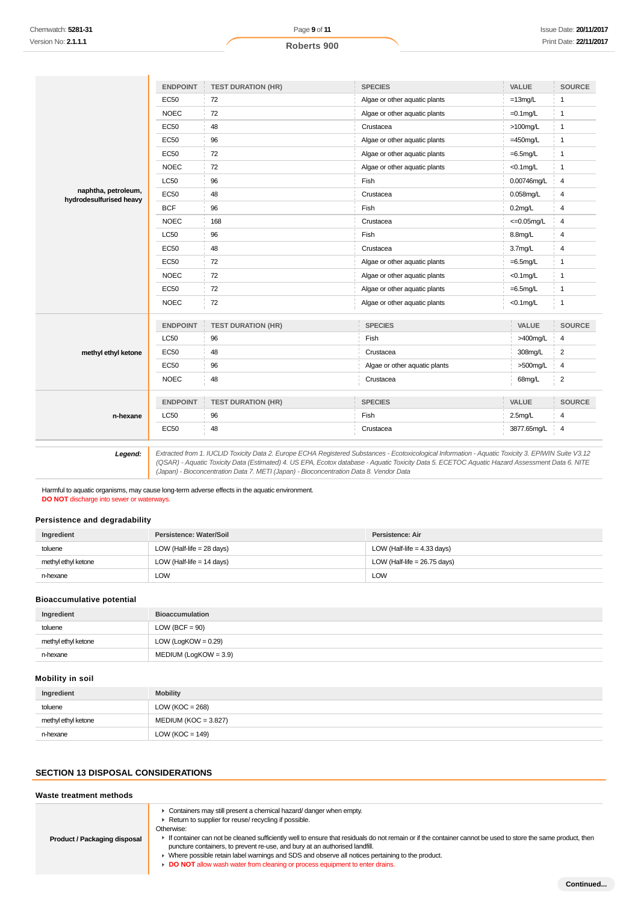| | ENDPOINT | TEST DURATION (HR) | SPECIES | VALUE | SOURCE |
|---|---|---|---|---|---|
| naphtha, petroleum, hydrodesulfurised heavy | EC50 | 72 | Algae or other aquatic plants | =13mg/L | 1 |
| | NOEC | 72 | Algae or other aquatic plants | =0.1mg/L | 1 |
| | EC50 | 48 | Crustacea | >100mg/L | 1 |
| | EC50 | 96 | Algae or other aquatic plants | =450mg/L | 1 |
| | EC50 | 72 | Algae or other aquatic plants | =6.5mg/L | 1 |
| | NOEC | 72 | Algae or other aquatic plants | <0.1mg/L | 1 |
| | LC50 | 96 | Fish | 0.00746mg/L | 4 |
| | EC50 | 48 | Crustacea | 0.058mg/L | 4 |
| | BCF | 96 | Fish | 0.2mg/L | 4 |
| | NOEC | 168 | Crustacea | <=0.05mg/L | 4 |
| | LC50 | 96 | Fish | 8.8mg/L | 4 |
| | EC50 | 48 | Crustacea | 3.7mg/L | 4 |
| | EC50 | 72 | Algae or other aquatic plants | =6.5mg/L | 1 |
| | NOEC | 72 | Algae or other aquatic plants | <0.1mg/L | 1 |
| | EC50 | 72 | Algae or other aquatic plants | =6.5mg/L | 1 |
| | NOEC | 72 | Algae or other aquatic plants | <0.1mg/L | 1 |

| | ENDPOINT | TEST DURATION (HR) | SPECIES | VALUE | SOURCE |
|---|---|---|---|---|---|
| methyl ethyl ketone | LC50 | 96 | Fish | >400mg/L | 4 |
| | EC50 | 48 | Crustacea | 308mg/L | 2 |
| | EC50 | 96 | Algae or other aquatic plants | >500mg/L | 4 |
| | NOEC | 48 | Crustacea | 68mg/L | 2 |

| | ENDPOINT | TEST DURATION (HR) | SPECIES | VALUE | SOURCE |
|---|---|---|---|---|---|
| n-hexane | LC50 | 96 | Fish | 2.5mg/L | 4 |
| | EC50 | 48 | Crustacea | 3877.65mg/L | 4 |

***Legend:*** *Extracted from 1. IUCLID Toxicity Data 2. Europe ECHA Registered Substances - Ecotoxicological Information - Aquatic Toxicity 3. EPIWIN Suite V3.12 (QSAR) - Aquatic Toxicity Data (Estimated) 4. US EPA, Ecotox database - Aquatic Toxicity Data 5. ECETOC Aquatic Hazard Assessment Data 6. NITE (Japan) - Bioconcentration Data 7. METI (Japan) - Bioconcentration Data 8. Vendor Data*

Harmful to aquatic organisms, may cause long-term adverse effects in the aquatic environment.
**DO NOT** discharge into sewer or waterways.

### Persistence and degradability

| Ingredient | Persistence: Water/Soil | Persistence: Air |
|---|---|---|
| toluene | LOW (Half-life = 28 days) | LOW (Half-life = 4.33 days) |
| methyl ethyl ketone | LOW (Half-life = 14 days) | LOW (Half-life = 26.75 days) |
| n-hexane | LOW | LOW |

### Bioaccumulative potential

| Ingredient | Bioaccumulation |
|---|---|
| toluene | LOW (BCF = 90) |
| methyl ethyl ketone | LOW (LogKOW = 0.29) |
| n-hexane | MEDIUM (LogKOW = 3.9) |

### Mobility in soil

| Ingredient | Mobility |
|---|---|
| toluene | LOW (KOC = 268) |
| methyl ethyl ketone | MEDIUM (KOC = 3.827) |
| n-hexane | LOW (KOC = 149) |

## SECTION 13 DISPOSAL CONSIDERATIONS

### Waste treatment methods

| | |
|---|---|
| **Product / Packaging disposal** | ▸ Containers may still present a chemical hazard/ danger when empty.<br>▸ Return to supplier for reuse/ recycling if possible.<br>Otherwise:<br>▸ If container can not be cleaned sufficiently well to ensure that residuals do not remain or if the container cannot be used to store the same product, then puncture containers, to prevent re-use, and bury at an authorised landfill.<br>▸ Where possible retain label warnings and SDS and observe all notices pertaining to the product.<br>▸ **DO NOT** allow wash water from cleaning or process equipment to enter drains. |

Continued...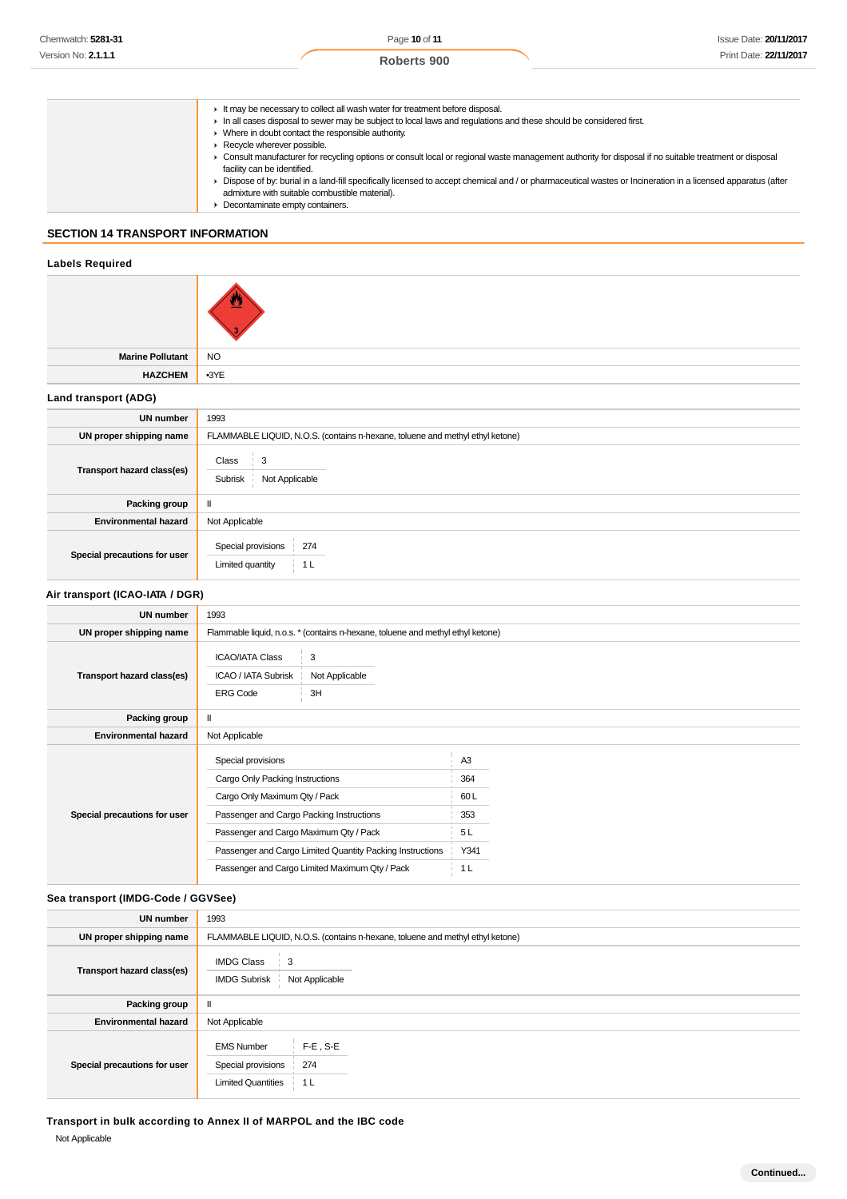| | |
|---|---|
| | ▸ It may be necessary to collect all wash water for treatment before disposal.<br>▸ In all cases disposal to sewer may be subject to local laws and regulations and these should be considered first.<br>▸ Where in doubt contact the responsible authority.<br>▸ Recycle wherever possible.<br>▸ Consult manufacturer for recycling options or consult local or regional waste management authority for disposal if no suitable treatment or disposal facility can be identified.<br>▸ Dispose of by: burial in a land-fill specifically licensed to accept chemical and / or pharmaceutical wastes or Incineration in a licensed apparatus (after admixture with suitable combustible material).<br>▸ Decontaminate empty containers. |

## SECTION 14 TRANSPORT INFORMATION

### Labels Required

| | |
|---|---|
| | |
| **Marine Pollutant** | NO |
| **HAZCHEM** | •3YE |

### Land transport (ADG)

| | |
|---|---|
| **UN number** | 1993 |
| **UN proper shipping name** | FLAMMABLE LIQUID, N.O.S. (contains n-hexane, toluene and methyl ethyl ketone) |
| **Transport hazard class(es)** | Class: 3<br>Subrisk: Not Applicable |
| **Packing group** | II |
| **Environmental hazard** | Not Applicable |
| **Special precautions for user** | Special provisions: 274<br>Limited quantity: 1 L |

### Air transport (ICAO-IATA / DGR)

| | |
|---|---|
| **UN number** | 1993 |
| **UN proper shipping name** | Flammable liquid, n.o.s. * (contains n-hexane, toluene and methyl ethyl ketone) |
| **Transport hazard class(es)** | ICAO/IATA Class: 3<br>ICAO / IATA Subrisk: Not Applicable<br>ERG Code: 3H |
| **Packing group** | II |
| **Environmental hazard** | Not Applicable |
| **Special precautions for user** | Special provisions: A3<br>Cargo Only Packing Instructions: 364<br>Cargo Only Maximum Qty / Pack: 60 L<br>Passenger and Cargo Packing Instructions: 353<br>Passenger and Cargo Maximum Qty / Pack: 5 L<br>Passenger and Cargo Limited Quantity Packing Instructions: Y341<br>Passenger and Cargo Limited Maximum Qty / Pack: 1 L |

### Sea transport (IMDG-Code / GGVSee)

| | |
|---|---|
| **UN number** | 1993 |
| **UN proper shipping name** | FLAMMABLE LIQUID, N.O.S. (contains n-hexane, toluene and methyl ethyl ketone) |
| **Transport hazard class(es)** | IMDG Class: 3<br>IMDG Subrisk: Not Applicable |
| **Packing group** | II |
| **Environmental hazard** | Not Applicable |
| **Special precautions for user** | EMS Number: F-E , S-E<br>Special provisions: 274<br>Limited Quantities: 1 L |

### Transport in bulk according to Annex II of MARPOL and the IBC code

Not Applicable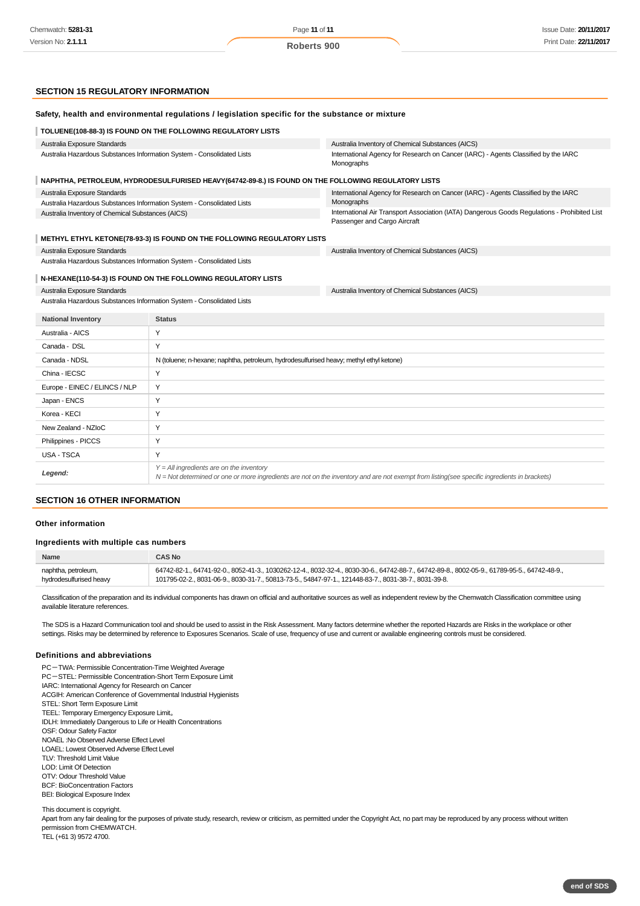## SECTION 15 REGULATORY INFORMATION

### Safety, health and environmental regulations / legislation specific for the substance or mixture

#### TOLUENE(108-88-3) IS FOUND ON THE FOLLOWING REGULATORY LISTS

| | |
|---|---|
| Australia Exposure Standards | Australia Inventory of Chemical Substances (AICS) |
| Australia Hazardous Substances Information System - Consolidated Lists | International Agency for Research on Cancer (IARC) - Agents Classified by the IARC Monographs |

#### NAPHTHA, PETROLEUM, HYDRODESULFURISED HEAVY(64742-89-8.) IS FOUND ON THE FOLLOWING REGULATORY LISTS

| | |
|---|---|
| Australia Exposure Standards | International Agency for Research on Cancer (IARC) - Agents Classified by the IARC Monographs |
| Australia Hazardous Substances Information System - Consolidated Lists | |
| Australia Inventory of Chemical Substances (AICS) | International Air Transport Association (IATA) Dangerous Goods Regulations - Prohibited List Passenger and Cargo Aircraft |

#### METHYL ETHYL KETONE(78-93-3) IS FOUND ON THE FOLLOWING REGULATORY LISTS

| | |
|---|---|
| Australia Exposure Standards | Australia Inventory of Chemical Substances (AICS) |
| Australia Hazardous Substances Information System - Consolidated Lists | |

#### N-HEXANE(110-54-3) IS FOUND ON THE FOLLOWING REGULATORY LISTS

| | |
|---|---|
| Australia Exposure Standards | Australia Inventory of Chemical Substances (AICS) |
| Australia Hazardous Substances Information System - Consolidated Lists | |

| National Inventory | Status |
|---|---|
| Australia - AICS | Y |
| Canada - DSL | Y |
| Canada - NDSL | N (toluene; n-hexane; naphtha, petroleum, hydrodesulfurised heavy; methyl ethyl ketone) |
| China - IECSC | Y |
| Europe - EINEC / ELINCS / NLP | Y |
| Japan - ENCS | Y |
| Korea - KECI | Y |
| New Zealand - NZIoC | Y |
| Philippines - PICCS | Y |
| USA - TSCA | Y |
| ***Legend:*** | *Y = All ingredients are on the inventory*<br>*N = Not determined or one or more ingredients are not on the inventory and are not exempt from listing(see specific ingredients in brackets)* |

## SECTION 16 OTHER INFORMATION

### Other information

### Ingredients with multiple cas numbers

| Name | CAS No |
|---|---|
| naphtha, petroleum, hydrodesulfurised heavy | 64742-82-1., 64741-92-0., 8052-41-3., 1030262-12-4., 8032-32-4., 8030-30-6., 64742-88-7., 64742-89-8., 8002-05-9., 61789-95-5., 64742-48-9., 101795-02-2., 8031-06-9., 8030-31-7., 50813-73-5., 54847-97-1., 121448-83-7., 8031-38-7., 8031-39-8. |

Classification of the preparation and its individual components has drawn on official and authoritative sources as well as independent review by the Chemwatch Classification committee using available literature references.

The SDS is a Hazard Communication tool and should be used to assist in the Risk Assessment. Many factors determine whether the reported Hazards are Risks in the workplace or other settings. Risks may be determined by reference to Exposures Scenarios. Scale of use, frequency of use and current or available engineering controls must be considered.

### Definitions and abbreviations

PC－TWA: Permissible Concentration-Time Weighted Average
PC－STEL: Permissible Concentration-Short Term Exposure Limit
IARC: International Agency for Research on Cancer
ACGIH: American Conference of Governmental Industrial Hygienists
STEL: Short Term Exposure Limit
TEEL: Temporary Emergency Exposure Limit。
IDLH: Immediately Dangerous to Life or Health Concentrations
OSF: Odour Safety Factor
NOAEL :No Observed Adverse Effect Level
LOAEL: Lowest Observed Adverse Effect Level
TLV: Threshold Limit Value
LOD: Limit Of Detection
OTV: Odour Threshold Value
BCF: BioConcentration Factors
BEI: Biological Exposure Index

This document is copyright.
Apart from any fair dealing for the purposes of private study, research, review or criticism, as permitted under the Copyright Act, no part may be reproduced by any process without written permission from CHEMWATCH.
TEL (+61 3) 9572 4700.

end of SDS